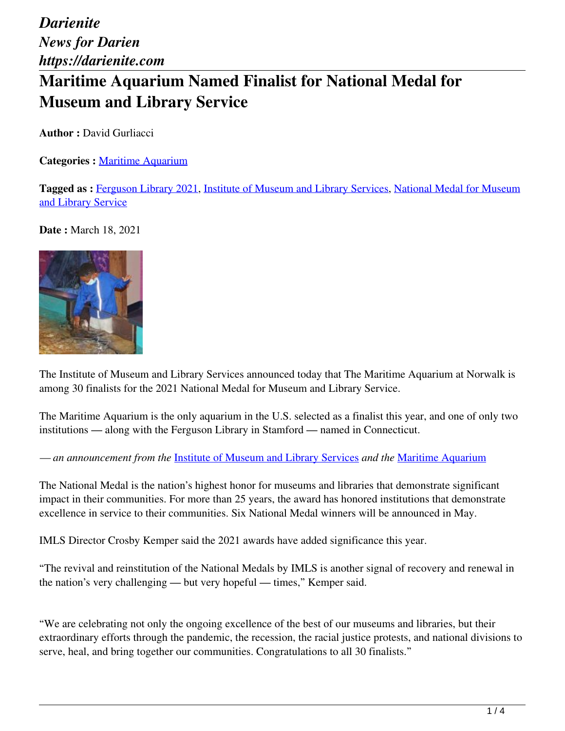*Darienite*
*News for Darien*
*https://darienite.com*

# Maritime Aquarium Named Finalist for National Medal for Museum and Library Service

**Author :** David Gurliacci

**Categories :** Maritime Aquarium

**Tagged as :** Ferguson Library 2021, Institute of Museum and Library Services, National Medal for Museum and Library Service

**Date :** March 18, 2021

The Institute of Museum and Library Services announced today that The Maritime Aquarium at Norwalk is among 30 finalists for the 2021 National Medal for Museum and Library Service.

The Maritime Aquarium is the only aquarium in the U.S. selected as a finalist this year, and one of only two institutions — along with the Ferguson Library in Stamford — named in Connecticut.

*— an announcement from the* Institute of Museum and Library Services *and the* Maritime Aquarium

The National Medal is the nation's highest honor for museums and libraries that demonstrate significant impact in their communities. For more than 25 years, the award has honored institutions that demonstrate excellence in service to their communities. Six National Medal winners will be announced in May.

IMLS Director Crosby Kemper said the 2021 awards have added significance this year.

"The revival and reinstitution of the National Medals by IMLS is another signal of recovery and renewal in the nation's very challenging — but very hopeful — times," Kemper said.

"We are celebrating not only the ongoing excellence of the best of our museums and libraries, but their extraordinary efforts through the pandemic, the recession, the racial justice protests, and national divisions to serve, heal, and bring together our communities. Congratulations to all 30 finalists."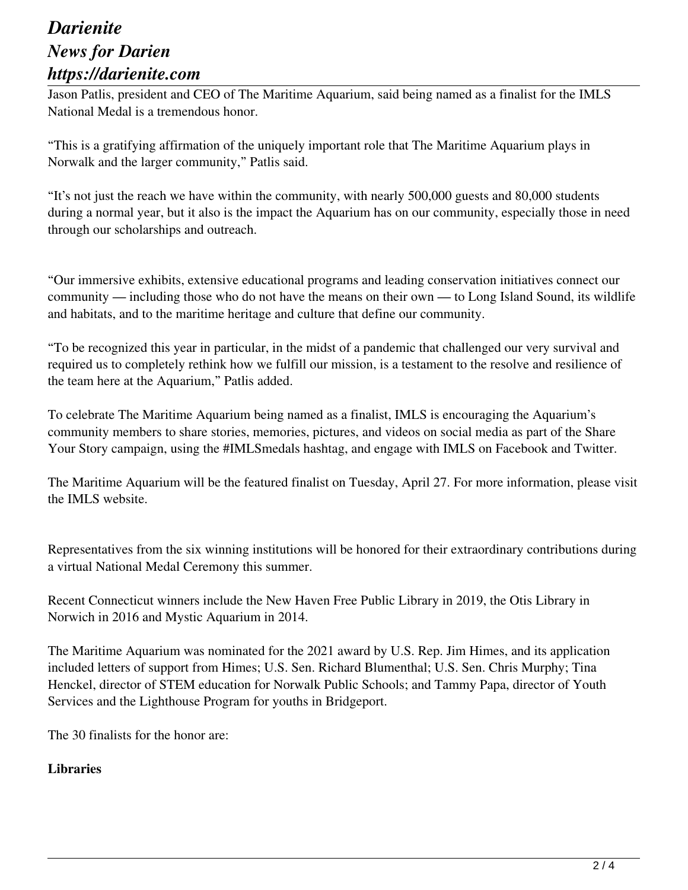Jason Patlis, president and CEO of The Maritime Aquarium, said being named as a finalist for the IMLS National Medal is a tremendous honor.

"This is a gratifying affirmation of the uniquely important role that The Maritime Aquarium plays in Norwalk and the larger community," Patlis said.

"It's not just the reach we have within the community, with nearly 500,000 guests and 80,000 students during a normal year, but it also is the impact the Aquarium has on our community, especially those in need through our scholarships and outreach.

"Our immersive exhibits, extensive educational programs and leading conservation initiatives connect our community — including those who do not have the means on their own — to Long Island Sound, its wildlife and habitats, and to the maritime heritage and culture that define our community.

"To be recognized this year in particular, in the midst of a pandemic that challenged our very survival and required us to completely rethink how we fulfill our mission, is a testament to the resolve and resilience of the team here at the Aquarium," Patlis added.

To celebrate The Maritime Aquarium being named as a finalist, IMLS is encouraging the Aquarium's community members to share stories, memories, pictures, and videos on social media as part of the Share Your Story campaign, using the #IMLSmedals hashtag, and engage with IMLS on Facebook and Twitter.

The Maritime Aquarium will be the featured finalist on Tuesday, April 27. For more information, please visit the IMLS website.

Representatives from the six winning institutions will be honored for their extraordinary contributions during a virtual National Medal Ceremony this summer.

Recent Connecticut winners include the New Haven Free Public Library in 2019, the Otis Library in Norwich in 2016 and Mystic Aquarium in 2014.

The Maritime Aquarium was nominated for the 2021 award by U.S. Rep. Jim Himes, and its application included letters of support from Himes; U.S. Sen. Richard Blumenthal; U.S. Sen. Chris Murphy; Tina Henckel, director of STEM education for Norwalk Public Schools; and Tammy Papa, director of Youth Services and the Lighthouse Program for youths in Bridgeport.

The 30 finalists for the honor are:

**Libraries**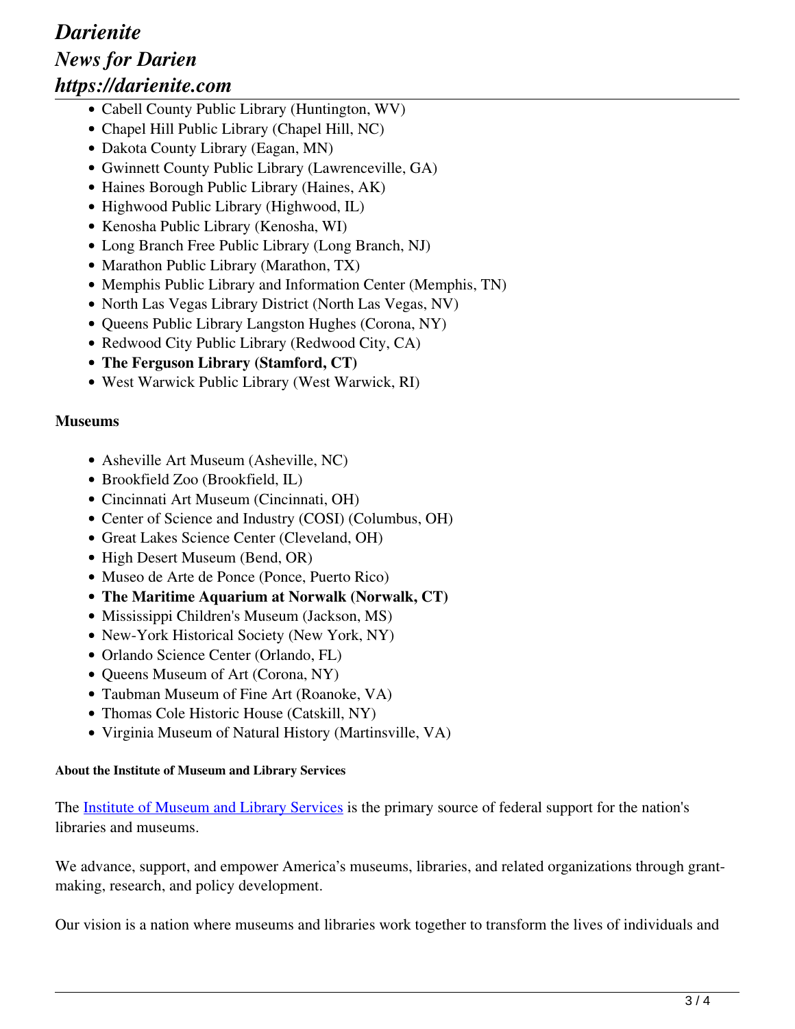- Cabell County Public Library (Huntington, WV)
- Chapel Hill Public Library (Chapel Hill, NC)
- Dakota County Library (Eagan, MN)
- Gwinnett County Public Library (Lawrenceville, GA)
- Haines Borough Public Library (Haines, AK)
- Highwood Public Library (Highwood, IL)
- Kenosha Public Library (Kenosha, WI)
- Long Branch Free Public Library (Long Branch, NJ)
- Marathon Public Library (Marathon, TX)
- Memphis Public Library and Information Center (Memphis, TN)
- North Las Vegas Library District (North Las Vegas, NV)
- Queens Public Library Langston Hughes (Corona, NY)
- Redwood City Public Library (Redwood City, CA)
- **The Ferguson Library (Stamford, CT)**
- West Warwick Public Library (West Warwick, RI)

**Museums**

- Asheville Art Museum (Asheville, NC)
- Brookfield Zoo (Brookfield, IL)
- Cincinnati Art Museum (Cincinnati, OH)
- Center of Science and Industry (COSI) (Columbus, OH)
- Great Lakes Science Center (Cleveland, OH)
- High Desert Museum (Bend, OR)
- Museo de Arte de Ponce (Ponce, Puerto Rico)
- **The Maritime Aquarium at Norwalk (Norwalk, CT)**
- Mississippi Children's Museum (Jackson, MS)
- New-York Historical Society (New York, NY)
- Orlando Science Center (Orlando, FL)
- Queens Museum of Art (Corona, NY)
- Taubman Museum of Fine Art (Roanoke, VA)
- Thomas Cole Historic House (Catskill, NY)
- Virginia Museum of Natural History (Martinsville, VA)

##### About the Institute of Museum and Library Services

The Institute of Museum and Library Services is the primary source of federal support for the nation's libraries and museums.

We advance, support, and empower America's museums, libraries, and related organizations through grant-making, research, and policy development.

Our vision is a nation where museums and libraries work together to transform the lives of individuals and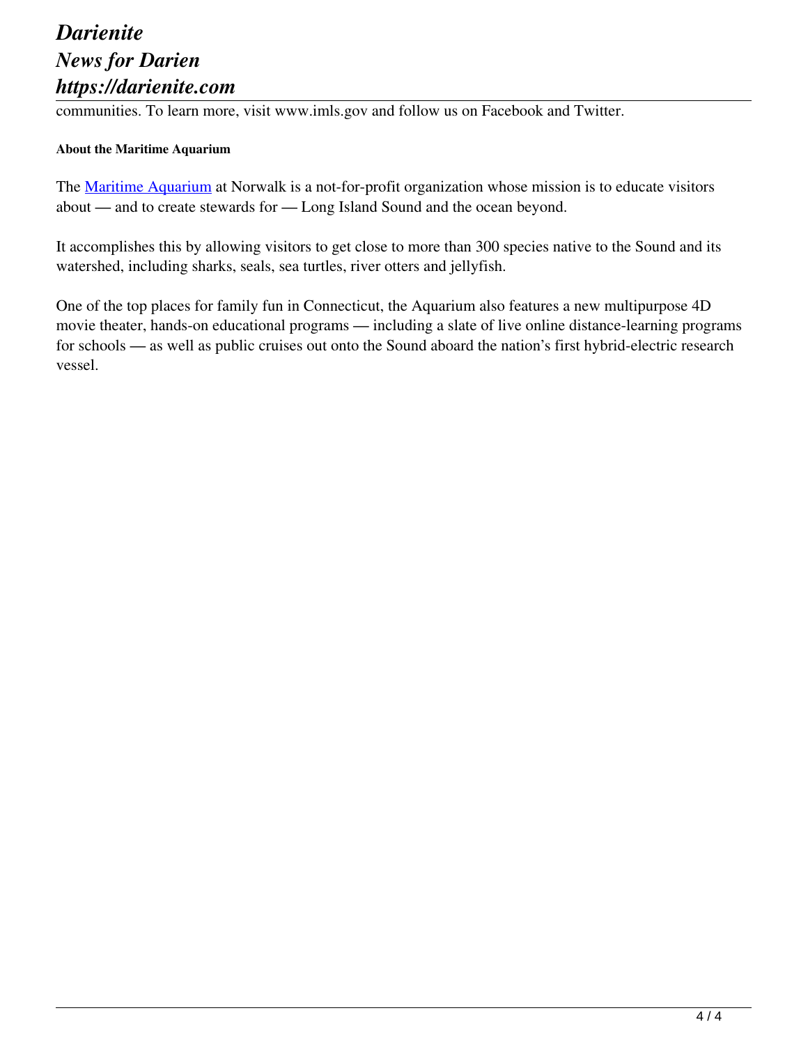communities. To learn more, visit www.imls.gov and follow us on Facebook and Twitter.

**About the Maritime Aquarium**

The Maritime Aquarium at Norwalk is a not-for-profit organization whose mission is to educate visitors about — and to create stewards for — Long Island Sound and the ocean beyond.

It accomplishes this by allowing visitors to get close to more than 300 species native to the Sound and its watershed, including sharks, seals, sea turtles, river otters and jellyfish.

One of the top places for family fun in Connecticut, the Aquarium also features a new multipurpose 4D movie theater, hands-on educational programs — including a slate of live online distance-learning programs for schools — as well as public cruises out onto the Sound aboard the nation's first hybrid-electric research vessel.